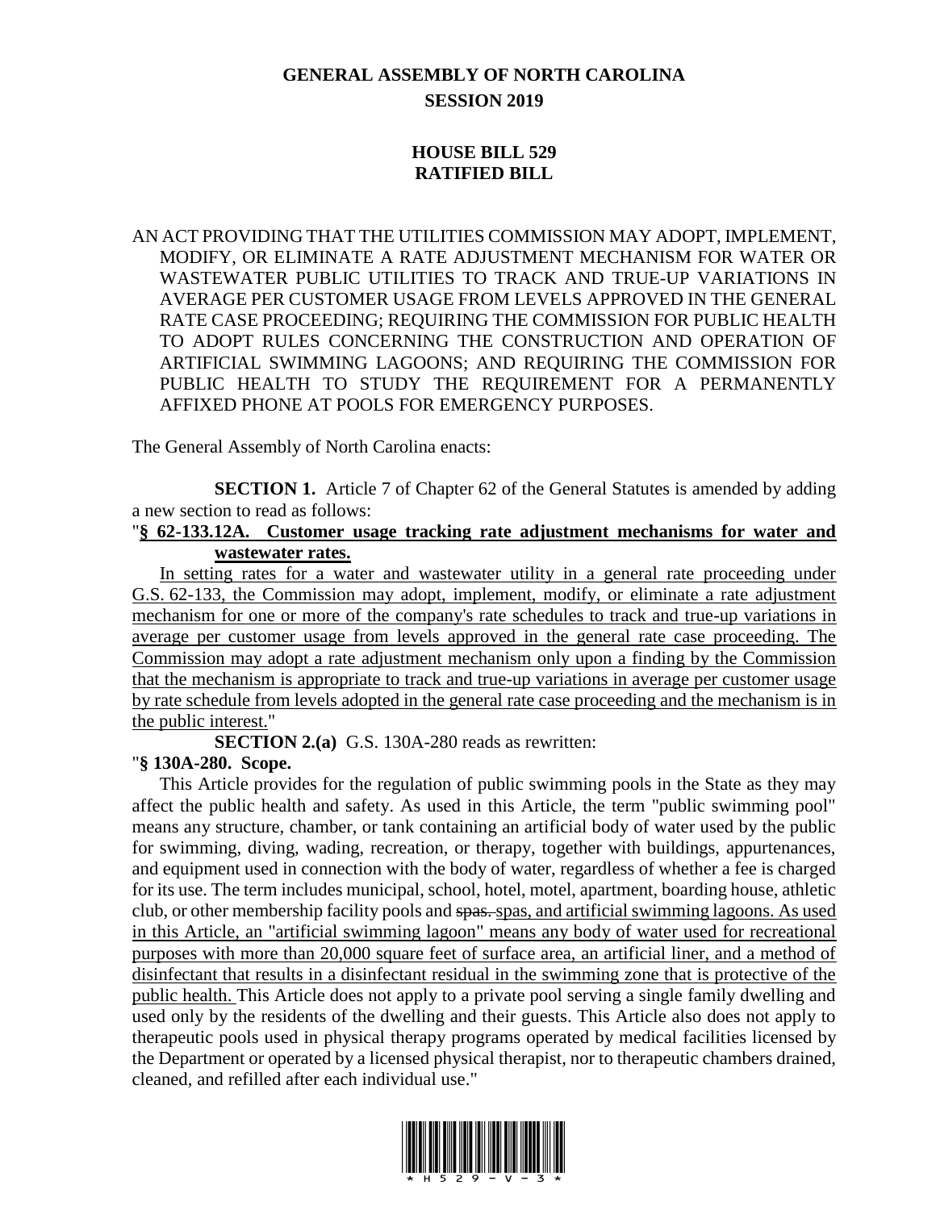# GENERAL ASSEMBLY OF NORTH CAROLINA
## SESSION 2019

## HOUSE BILL 529
## RATIFIED BILL

AN ACT PROVIDING THAT THE UTILITIES COMMISSION MAY ADOPT, IMPLEMENT, MODIFY, OR ELIMINATE A RATE ADJUSTMENT MECHANISM FOR WATER OR WASTEWATER PUBLIC UTILITIES TO TRACK AND TRUE-UP VARIATIONS IN AVERAGE PER CUSTOMER USAGE FROM LEVELS APPROVED IN THE GENERAL RATE CASE PROCEEDING; REQUIRING THE COMMISSION FOR PUBLIC HEALTH TO ADOPT RULES CONCERNING THE CONSTRUCTION AND OPERATION OF ARTIFICIAL SWIMMING LAGOONS; AND REQUIRING THE COMMISSION FOR PUBLIC HEALTH TO STUDY THE REQUIREMENT FOR A PERMANENTLY AFFIXED PHONE AT POOLS FOR EMERGENCY PURPOSES.

The General Assembly of North Carolina enacts:

**SECTION 1.** Article 7 of Chapter 62 of the General Statutes is amended by adding a new section to read as follows:

"**§ 62-133.12A. Customer usage tracking rate adjustment mechanisms for water and wastewater rates.**

In setting rates for a water and wastewater utility in a general rate proceeding under G.S. 62-133, the Commission may adopt, implement, modify, or eliminate a rate adjustment mechanism for one or more of the company's rate schedules to track and true-up variations in average per customer usage from levels approved in the general rate case proceeding. The Commission may adopt a rate adjustment mechanism only upon a finding by the Commission that the mechanism is appropriate to track and true-up variations in average per customer usage by rate schedule from levels adopted in the general rate case proceeding and the mechanism is in the public interest."

**SECTION 2.(a)** G.S. 130A-280 reads as rewritten:

"**§ 130A-280. Scope.**

This Article provides for the regulation of public swimming pools in the State as they may affect the public health and safety. As used in this Article, the term "public swimming pool" means any structure, chamber, or tank containing an artificial body of water used by the public for swimming, diving, wading, recreation, or therapy, together with buildings, appurtenances, and equipment used in connection with the body of water, regardless of whether a fee is charged for its use. The term includes municipal, school, hotel, motel, apartment, boarding house, athletic club, or other membership facility pools and ~~spas.~~ spas, and artificial swimming lagoons. As used in this Article, an "artificial swimming lagoon" means any body of water used for recreational purposes with more than 20,000 square feet of surface area, an artificial liner, and a method of disinfectant that results in a disinfectant residual in the swimming zone that is protective of the public health. This Article does not apply to a private pool serving a single family dwelling and used only by the residents of the dwelling and their guests. This Article also does not apply to therapeutic pools used in physical therapy programs operated by medical facilities licensed by the Department or operated by a licensed physical therapist, nor to therapeutic chambers drained, cleaned, and refilled after each individual use."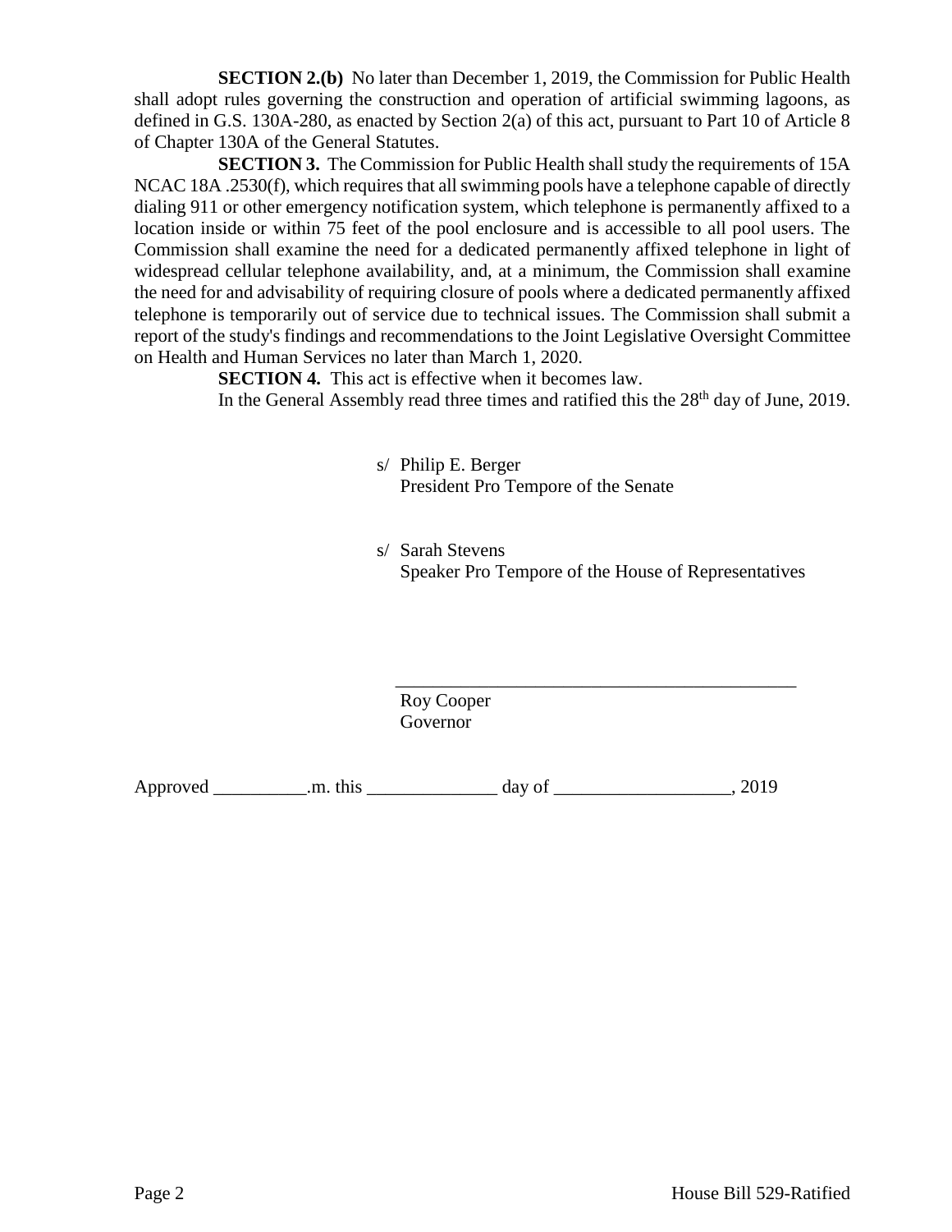**SECTION 2.(b)** No later than December 1, 2019, the Commission for Public Health shall adopt rules governing the construction and operation of artificial swimming lagoons, as defined in G.S. 130A-280, as enacted by Section 2(a) of this act, pursuant to Part 10 of Article 8 of Chapter 130A of the General Statutes.

**SECTION 3.** The Commission for Public Health shall study the requirements of 15A NCAC 18A .2530(f), which requires that all swimming pools have a telephone capable of directly dialing 911 or other emergency notification system, which telephone is permanently affixed to a location inside or within 75 feet of the pool enclosure and is accessible to all pool users. The Commission shall examine the need for a dedicated permanently affixed telephone in light of widespread cellular telephone availability, and, at a minimum, the Commission shall examine the need for and advisability of requiring closure of pools where a dedicated permanently affixed telephone is temporarily out of service due to technical issues. The Commission shall submit a report of the study's findings and recommendations to the Joint Legislative Oversight Committee on Health and Human Services no later than March 1, 2020.

**SECTION 4.** This act is effective when it becomes law.

In the General Assembly read three times and ratified this the 28th day of June, 2019.

s/ Philip E. Berger
President Pro Tempore of the Senate

s/ Sarah Stevens
Speaker Pro Tempore of the House of Representatives

\_\_\_\_\_\_\_\_\_\_\_\_\_\_\_\_\_\_\_\_\_\_\_\_\_\_\_\_\_\_\_\_\_\_\_\_\_\_\_\_\_\_\_\_
Roy Cooper
Governor

Approved \_\_\_\_\_\_\_\_\_\_.m. this \_\_\_\_\_\_\_\_\_\_\_\_\_\_ day of \_\_\_\_\_\_\_\_\_\_\_\_\_\_\_\_\_\_\_, 2019